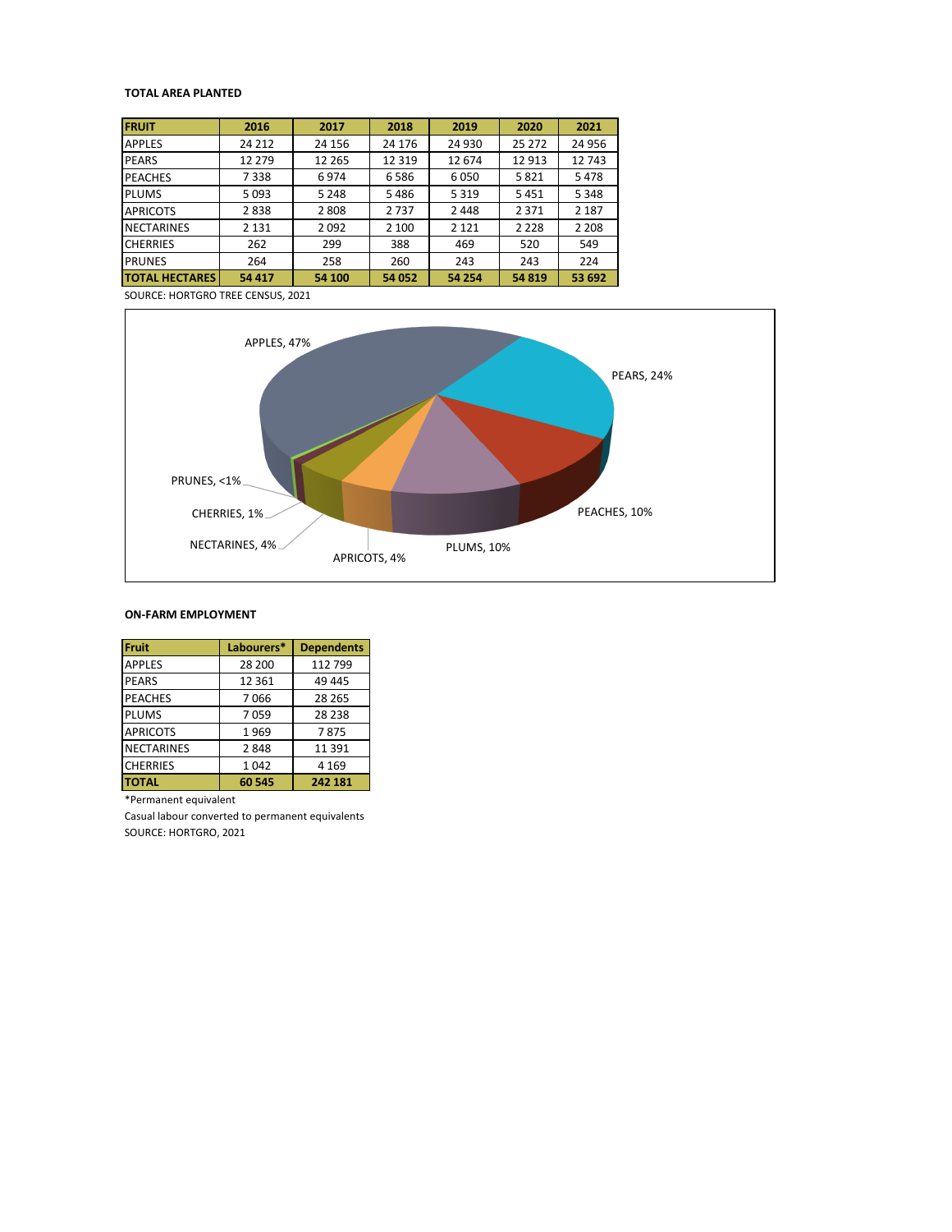**TOTAL AREA PLANTED**

| FRUIT | 2016 | 2017 | 2018 | 2019 | 2020 | 2021 |
|---|---|---|---|---|---|---|
| APPLES | 24 212 | 24 156 | 24 176 | 24 930 | 25 272 | 24 956 |
| PEARS | 12 279 | 12 265 | 12 319 | 12 674 | 12 913 | 12 743 |
| PEACHES | 7 338 | 6 974 | 6 586 | 6 050 | 5 821 | 5 478 |
| PLUMS | 5 093 | 5 248 | 5 486 | 5 319 | 5 451 | 5 348 |
| APRICOTS | 2 838 | 2 808 | 2 737 | 2 448 | 2 371 | 2 187 |
| NECTARINES | 2 131 | 2 092 | 2 100 | 2 121 | 2 228 | 2 208 |
| CHERRIES | 262 | 299 | 388 | 469 | 520 | 549 |
| PRUNES | 264 | 258 | 260 | 243 | 243 | 224 |
| **TOTAL HECTARES** | **54 417** | **54 100** | **54 052** | **54 254** | **54 819** | **53 692** |

SOURCE: HORTGRO TREE CENSUS, 2021

APPLES, 47%; PEARS, 24%; PEACHES, 10%; PLUMS, 10%; APRICOTS, 4%; NECTARINES, 4%; CHERRIES, 1%; PRUNES, <1%

**ON-FARM EMPLOYMENT**

| Fruit | Labourers* | Dependents |
|---|---|---|
| APPLES | 28 200 | 112 799 |
| PEARS | 12 361 | 49 445 |
| PEACHES | 7 066 | 28 265 |
| PLUMS | 7 059 | 28 238 |
| APRICOTS | 1 969 | 7 875 |
| NECTARINES | 2 848 | 11 391 |
| CHERRIES | 1 042 | 4 169 |
| **TOTAL** | **60 545** | **242 181** |

*Permanent equivalent

Casual labour converted to permanent equivalents

SOURCE: HORTGRO, 2021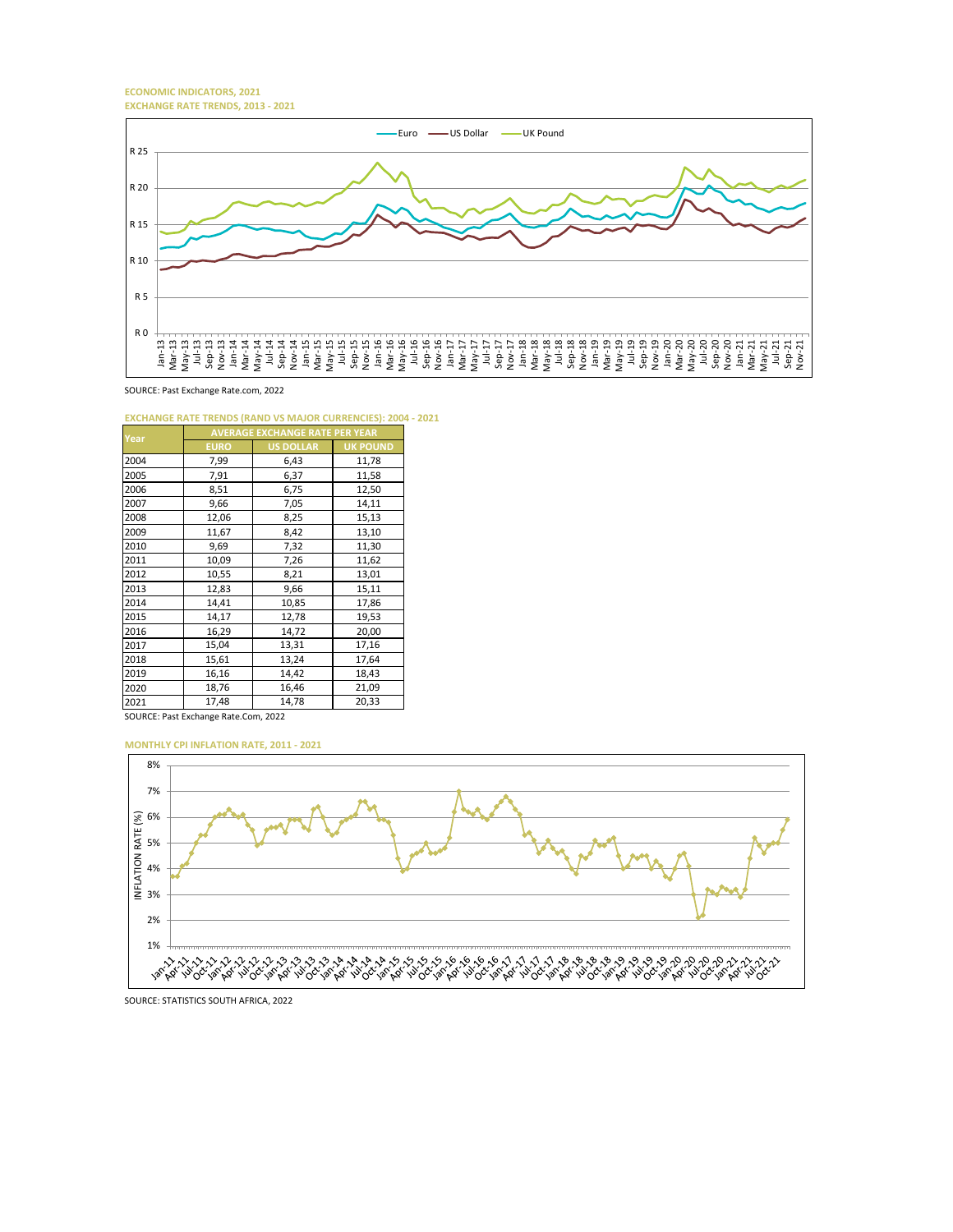**ECONOMIC INDICATORS, 2021**
**EXCHANGE RATE TRENDS, 2013 - 2021**

SOURCE: Past Exchange Rate.com, 2022

**EXCHANGE RATE TRENDS (RAND VS MAJOR CURRENCIES): 2004 - 2021**

| Year | AVERAGE EXCHANGE RATE PER YEAR | | |
|---|---|---|---|
| | EURO | US DOLLAR | UK POUND |
| 2004 | 7,99 | 6,43 | 11,78 |
| 2005 | 7,91 | 6,37 | 11,58 |
| 2006 | 8,51 | 6,75 | 12,50 |
| 2007 | 9,66 | 7,05 | 14,11 |
| 2008 | 12,06 | 8,25 | 15,13 |
| 2009 | 11,67 | 8,42 | 13,10 |
| 2010 | 9,69 | 7,32 | 11,30 |
| 2011 | 10,09 | 7,26 | 11,62 |
| 2012 | 10,55 | 8,21 | 13,01 |
| 2013 | 12,83 | 9,66 | 15,11 |
| 2014 | 14,41 | 10,85 | 17,86 |
| 2015 | 14,17 | 12,78 | 19,53 |
| 2016 | 16,29 | 14,72 | 20,00 |
| 2017 | 15,04 | 13,31 | 17,16 |
| 2018 | 15,61 | 13,24 | 17,64 |
| 2019 | 16,16 | 14,42 | 18,43 |
| 2020 | 18,76 | 16,46 | 21,09 |
| 2021 | 17,48 | 14,78 | 20,33 |

SOURCE: Past Exchange Rate.Com, 2022

**MONTHLY CPI INFLATION RATE, 2011 - 2021**

SOURCE: STATISTICS SOUTH AFRICA, 2022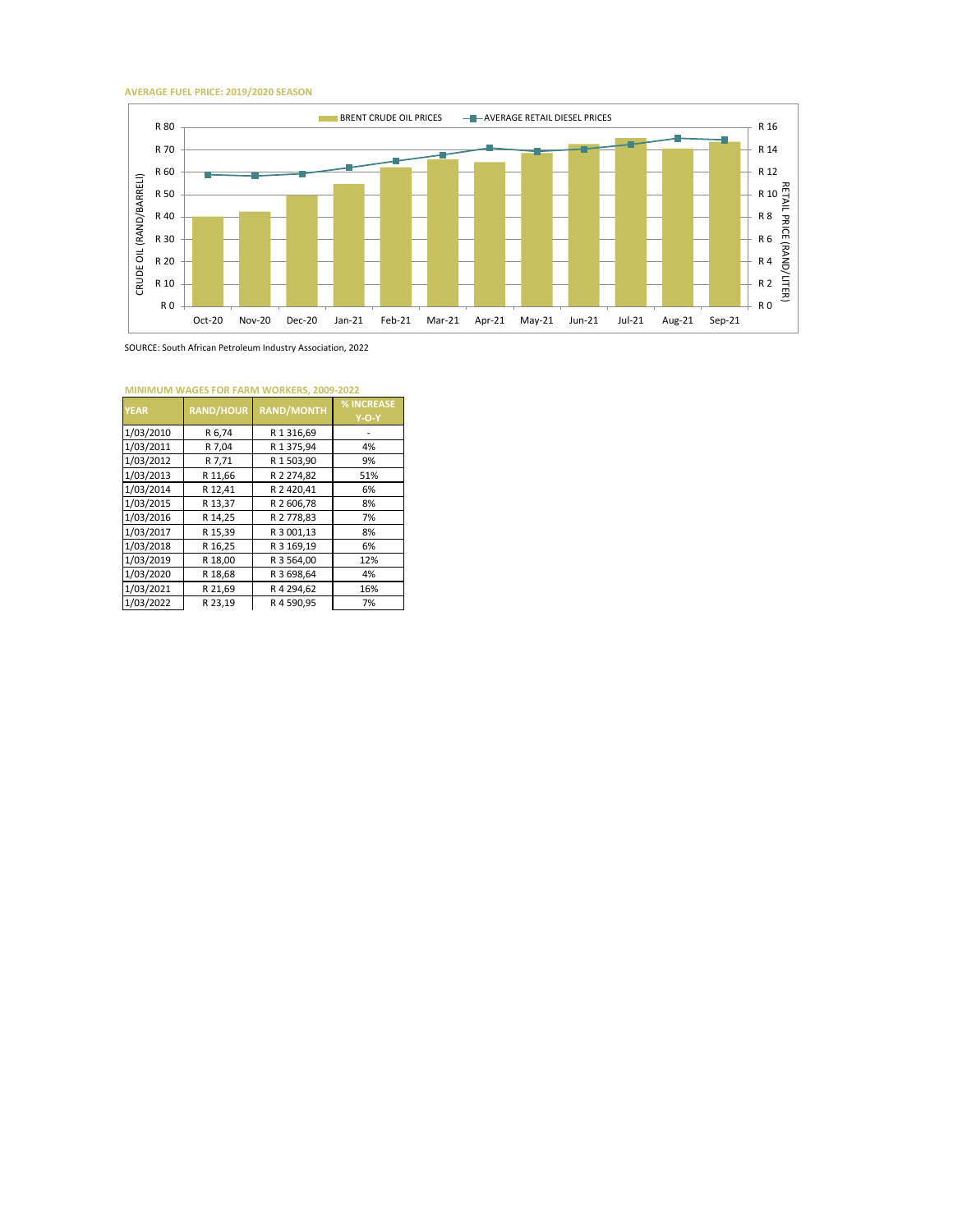AVERAGE FUEL PRICE: 2019/2020 SEASON

BRENT CRUDE OIL PRICES
AVERAGE RETAIL DIESEL PRICES

CRUDE OIL (RAND/BARREL)
R 80
R 70
R 60
R 50
R 40
R 30
R 20
R 10
R 0

RETAIL PRICE (RAND/LITER)
R 16
R 14
R 12
R 10
R 8
R 6
R 4
R 2
R 0

Oct-20
Nov-20
Dec-20
Jan-21
Feb-21
Mar-21
Apr-21
May-21
Jun-21
Jul-21
Aug-21
Sep-21

SOURCE: South African Petroleum Industry Association, 2022

MINIMUM WAGES FOR FARM WORKERS, 2009-2022

| YEAR | RAND/HOUR | RAND/MONTH | % INCREASE Y-O-Y |
|---|---|---|---|
| 1/03/2010 | R 6,74 | R 1 316,69 | - |
| 1/03/2011 | R 7,04 | R 1 375,94 | 4% |
| 1/03/2012 | R 7,71 | R 1 503,90 | 9% |
| 1/03/2013 | R 11,66 | R 2 274,82 | 51% |
| 1/03/2014 | R 12,41 | R 2 420,41 | 6% |
| 1/03/2015 | R 13,37 | R 2 606,78 | 8% |
| 1/03/2016 | R 14,25 | R 2 778,83 | 7% |
| 1/03/2017 | R 15,39 | R 3 001,13 | 8% |
| 1/03/2018 | R 16,25 | R 3 169,19 | 6% |
| 1/03/2019 | R 18,00 | R 3 564,00 | 12% |
| 1/03/2020 | R 18,68 | R 3 698,64 | 4% |
| 1/03/2021 | R 21,69 | R 4 294,62 | 16% |
| 1/03/2022 | R 23,19 | R 4 590,95 | 7% |